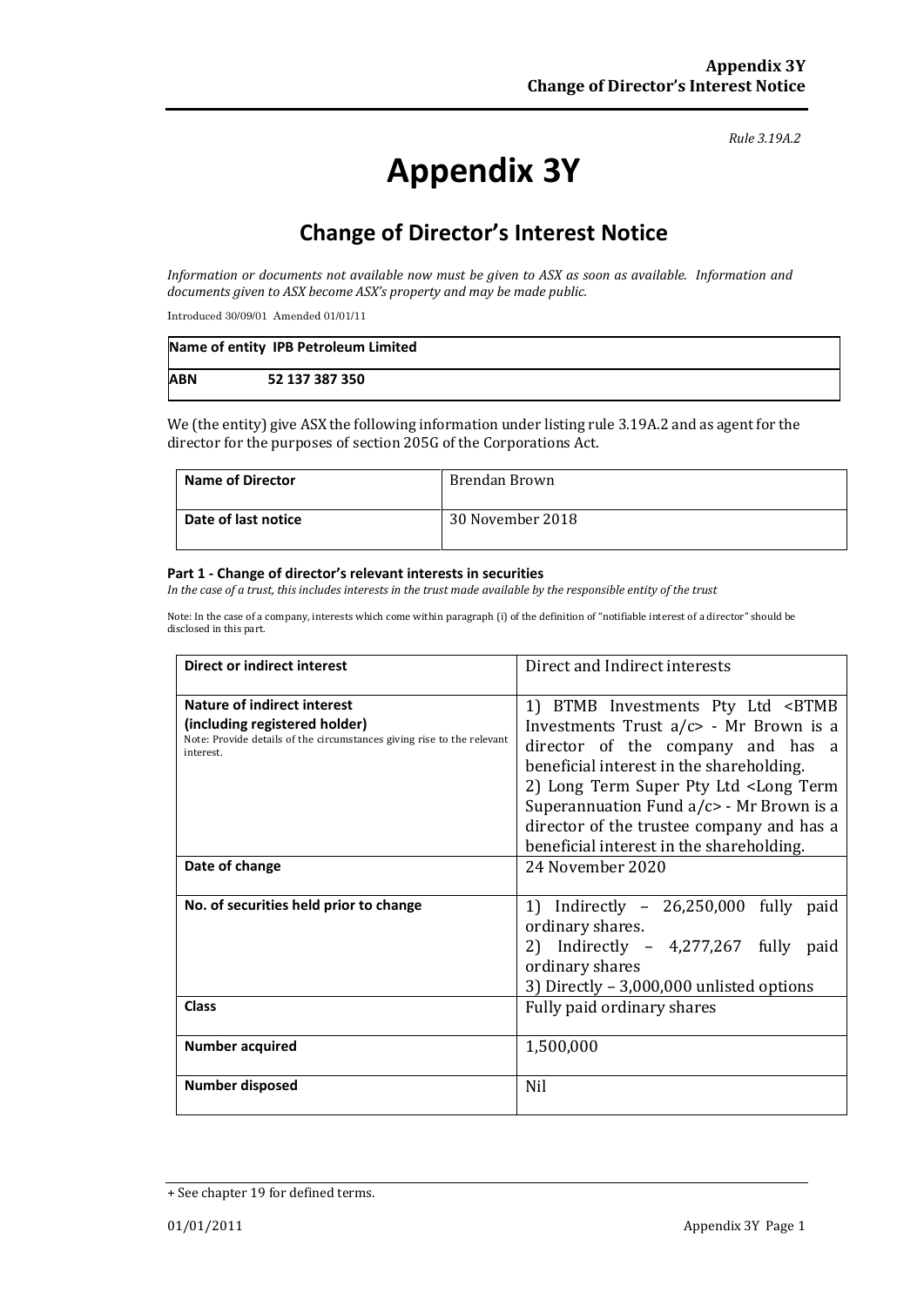*Rule 3.19A.2*

# Appendix 3Y

## Change of Director's Interest Notice

*Information or documents not available now must be given to ASX as soon as available. Information and documents given to ASX become ASX's property and may be made public.*

Introduced 30/09/01 Amended 01/01/11

| **Name of entity** | **IPB Petroleum Limited** |
|---|---|
| **ABN** | **52 137 387 350** |

We (the entity) give ASX the following information under listing rule 3.19A.2 and as agent for the director for the purposes of section 205G of the Corporations Act.

| **Name of Director** | Brendan Brown |
|---|---|
| **Date of last notice** | 30 November 2018 |

#### Part 1 - Change of director's relevant interests in securities

*In the case of a trust, this includes interests in the trust made available by the responsible entity of the trust*

Note: In the case of a company, interests which come within paragraph (i) of the definition of "notifiable interest of a director" should be disclosed in this part.

| **Direct or indirect interest** | Direct and Indirect interests |
|---|---|
| **Nature of indirect interest (including registered holder)**<br>Note: Provide details of the circumstances giving rise to the relevant interest. | 1) BTMB Investments Pty Ltd <BTMB Investments Trust a/c> - Mr Brown is a director of the company and has a beneficial interest in the shareholding.<br>2) Long Term Super Pty Ltd <Long Term Superannuation Fund a/c> - Mr Brown is a director of the trustee company and has a beneficial interest in the shareholding. |
| **Date of change** | 24 November 2020 |
| **No. of securities held prior to change** | 1) Indirectly – 26,250,000 fully paid ordinary shares.<br>2) Indirectly – 4,277,267 fully paid ordinary shares<br>3) Directly – 3,000,000 unlisted options |
| **Class** | Fully paid ordinary shares |
| **Number acquired** | 1,500,000 |
| **Number disposed** | Nil |

+ See chapter 19 for defined terms.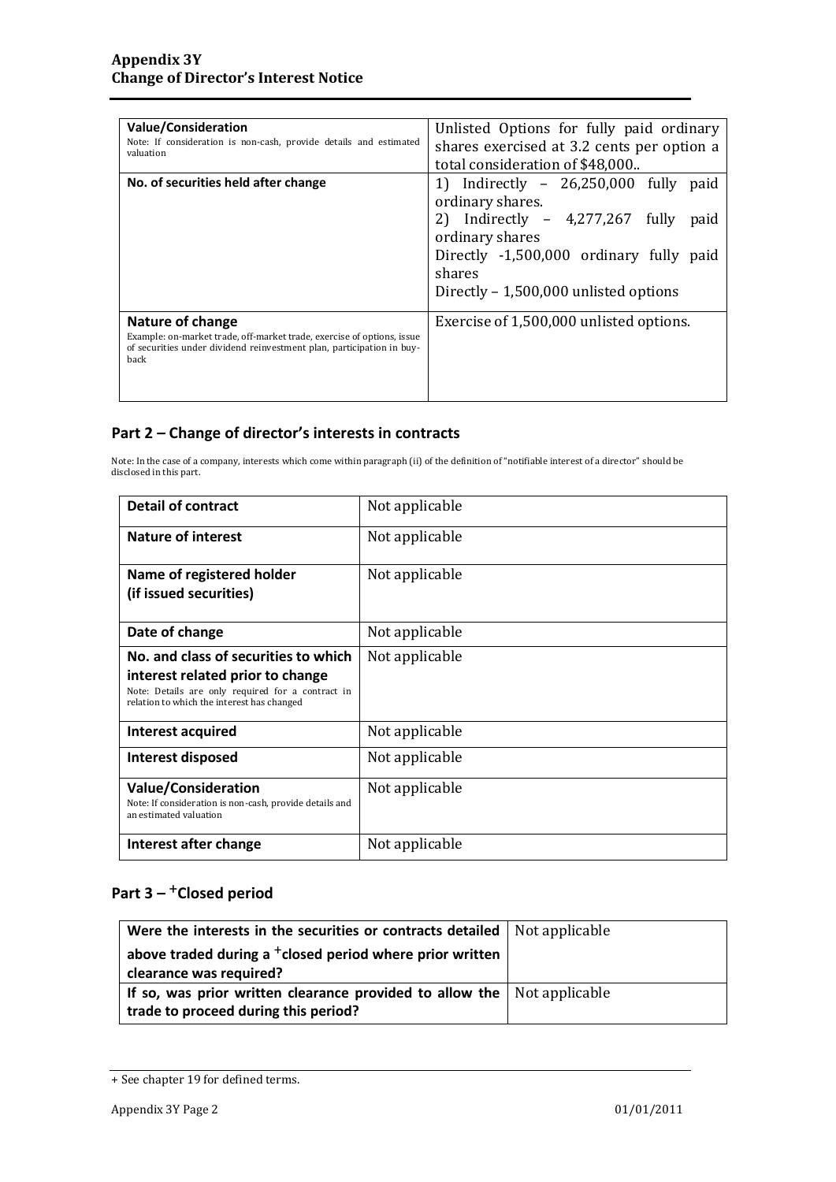| Value/Consideration<br>Note: If consideration is non-cash, provide details and estimated valuation | Unlisted Options for fully paid ordinary shares exercised at 3.2 cents per option a total consideration of $48,000.. |
|---|---|
| **No. of securities held after change** | 1) Indirectly – 26,250,000 fully paid ordinary shares.<br>2) Indirectly – 4,277,267 fully paid ordinary shares<br>Directly -1,500,000 ordinary fully paid shares<br>Directly – 1,500,000 unlisted options |
| **Nature of change**<br>Example: on-market trade, off-market trade, exercise of options, issue of securities under dividend reinvestment plan, participation in buy-back | Exercise of 1,500,000 unlisted options. |

## Part 2 – Change of director's interests in contracts

Note: In the case of a company, interests which come within paragraph (ii) of the definition of "notifiable interest of a director" should be disclosed in this part.

| **Detail of contract** | Not applicable |
|---|---|
| **Nature of interest** | Not applicable |
| **Name of registered holder (if issued securities)** | Not applicable |
| **Date of change** | Not applicable |
| **No. and class of securities to which interest related prior to change**<br>Note: Details are only required for a contract in relation to which the interest has changed | Not applicable |
| **Interest acquired** | Not applicable |
| **Interest disposed** | Not applicable |
| **Value/Consideration**<br>Note: If consideration is non-cash, provide details and an estimated valuation | Not applicable |
| **Interest after change** | Not applicable |

## Part 3 – +Closed period

| **Were the interests in the securities or contracts detailed above traded during a +closed period where prior written clearance was required?** | Not applicable |
|---|---|
| **If so, was prior written clearance provided to allow the trade to proceed during this period?** | Not applicable |

+ See chapter 19 for defined terms.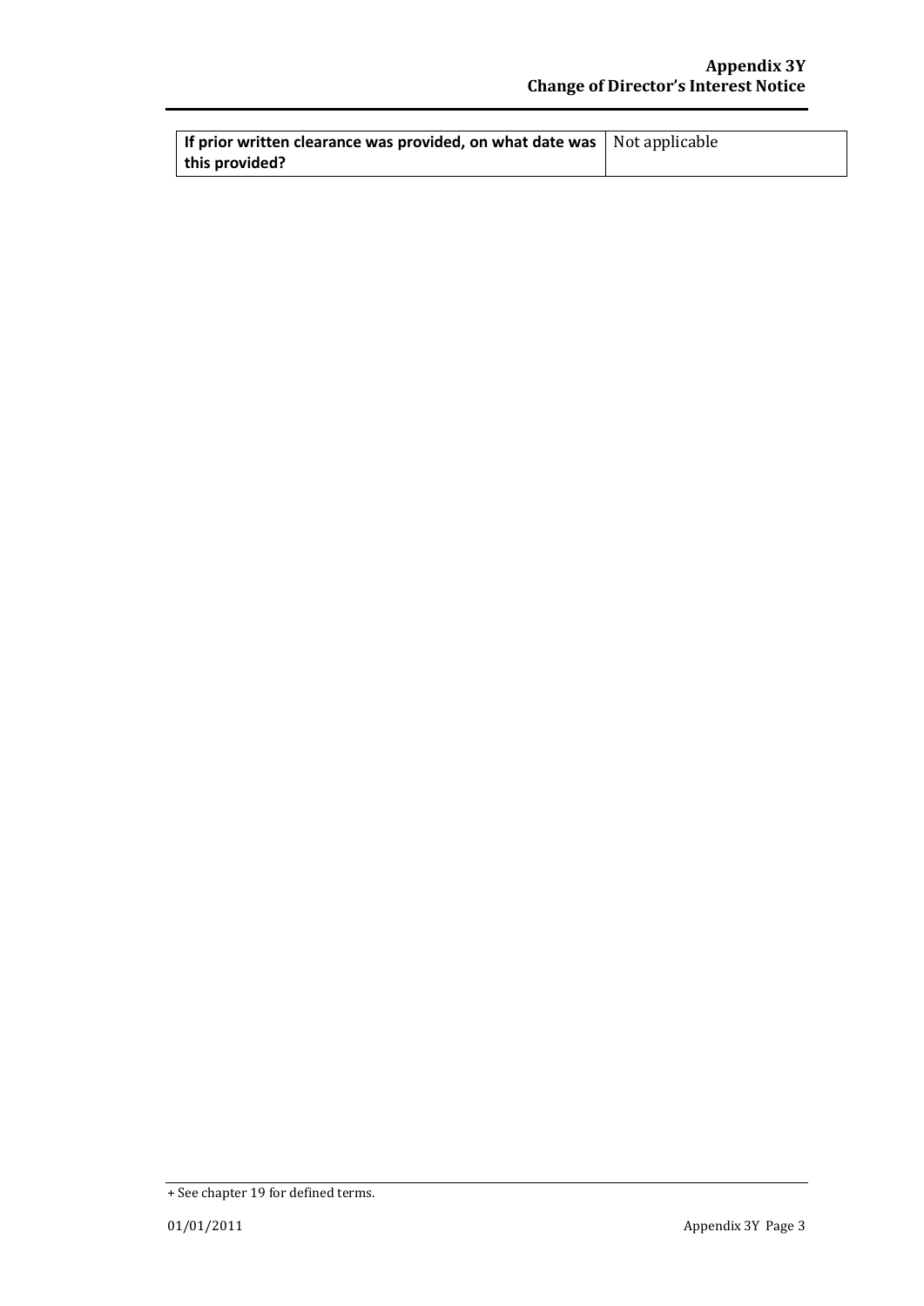| | |
|---|---|
| **If prior written clearance was provided, on what date was this provided?** | Not applicable |

+ See chapter 19 for defined terms.